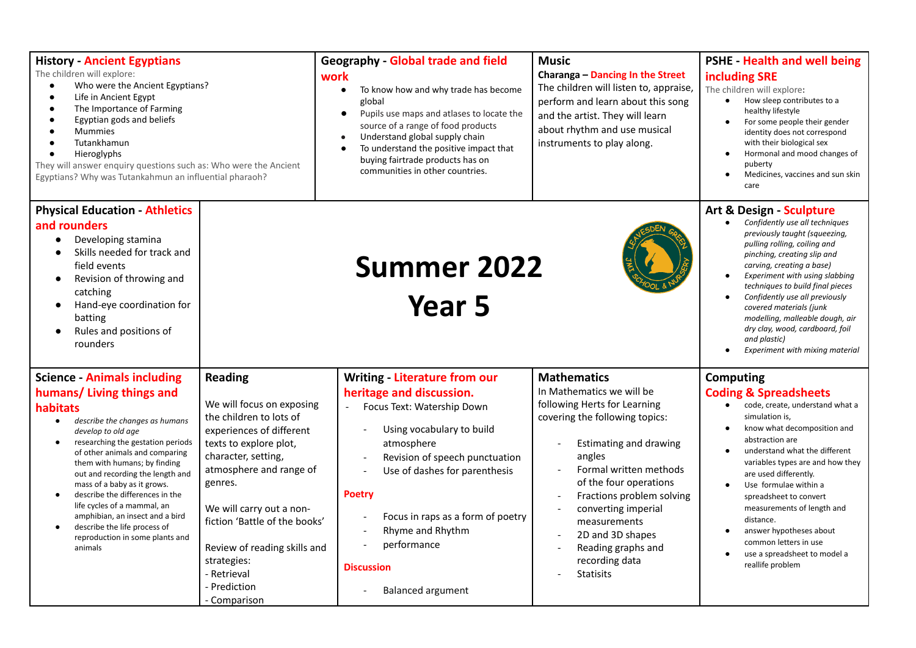# Summer 2022

# Year 5

## History - Ancient Egyptians

The children will explore:

- Who were the Ancient Egyptians?
- Life in Ancient Egypt
- The Importance of Farming
- Egyptian gods and beliefs
- Mummies
- Tutankhamun
- Hieroglyphs

They will answer enquiry questions such as: Who were the Ancient Egyptians? Why was Tutankahmun an influential pharaoh?

## Geography - Global trade and field work

- To know how and why trade has become global
- Pupils use maps and atlases to locate the source of a range of food products
- Understand global supply chain
- To understand the positive impact that buying fairtrade products has on communities in other countries.

## Music

**Charanga – Dancing In the Street**

The children will listen to, appraise, perform and learn about this song and the artist. They will learn about rhythm and use musical instruments to play along.

## PSHE - Health and well being including SRE

The children will explore:

- How sleep contributes to a healthy lifestyle
- For some people their gender identity does not correspond with their biological sex
- Hormonal and mood changes of puberty
- Medicines, vaccines and sun skin care

## Physical Education - Athletics and rounders

- Developing stamina
- Skills needed for track and field events
- Revision of throwing and catching
- Hand-eye coordination for batting
- Rules and positions of rounders

## Art & Design - Sculpture

- *Confidently use all techniques previously taught (squeezing, pulling rolling, coiling and pinching, creating slip and carving, creating a base)*
- *Experiment with using slabbing techniques to build final pieces*
- *Confidently use all previously covered materials (junk modelling, malleable dough, air dry clay, wood, cardboard, foil and plastic)*
- *Experiment with mixing material*

## Science - Animals including humans/ Living things and habitats

- *describe the changes as humans develop to old age*
- researching the gestation periods of other animals and comparing them with humans; by finding out and recording the length and mass of a baby as it grows.
- describe the differences in the life cycles of a mammal, an amphibian, an insect and a bird
- describe the life process of reproduction in some plants and animals

## Reading

We will focus on exposing the children to lots of texts to explore plot, character, setting, atmosphere and range of genres.

We will carry out a non-fiction 'Battle of the books'

Review of reading skills and strategies:
- Retrieval
- Prediction
- Comparison

## Writing - Literature from our heritage and discussion.

- Focus Text: Watership Down
  - Using vocabulary to build atmosphere
  - Revision of speech punctuation
  - Use of dashes for parenthesis

**Poetry**

- Focus in raps as a form of poetry
- Rhyme and Rhythm
- performance

**Discussion**

- Balanced argument

## Mathematics

In Mathematics we will be following Herts for Learning covering the following topics:

- Estimating and drawing angles
- Formal written methods of the four operations
- Fractions problem solving
- converting imperial measurements
- 2D and 3D shapes
- Reading graphs and recording data
- Statisits

## Computing

### Coding & Spreadsheets

- code, create, understand what a simulation is,
- know what decomposition and abstraction are
- understand what the different variables types are and how they are used differently.
- Use formulae within a spreadsheet to convert measurements of length and distance.
- answer hypotheses about common letters in use
- use a spreadsheet to model a reallife problem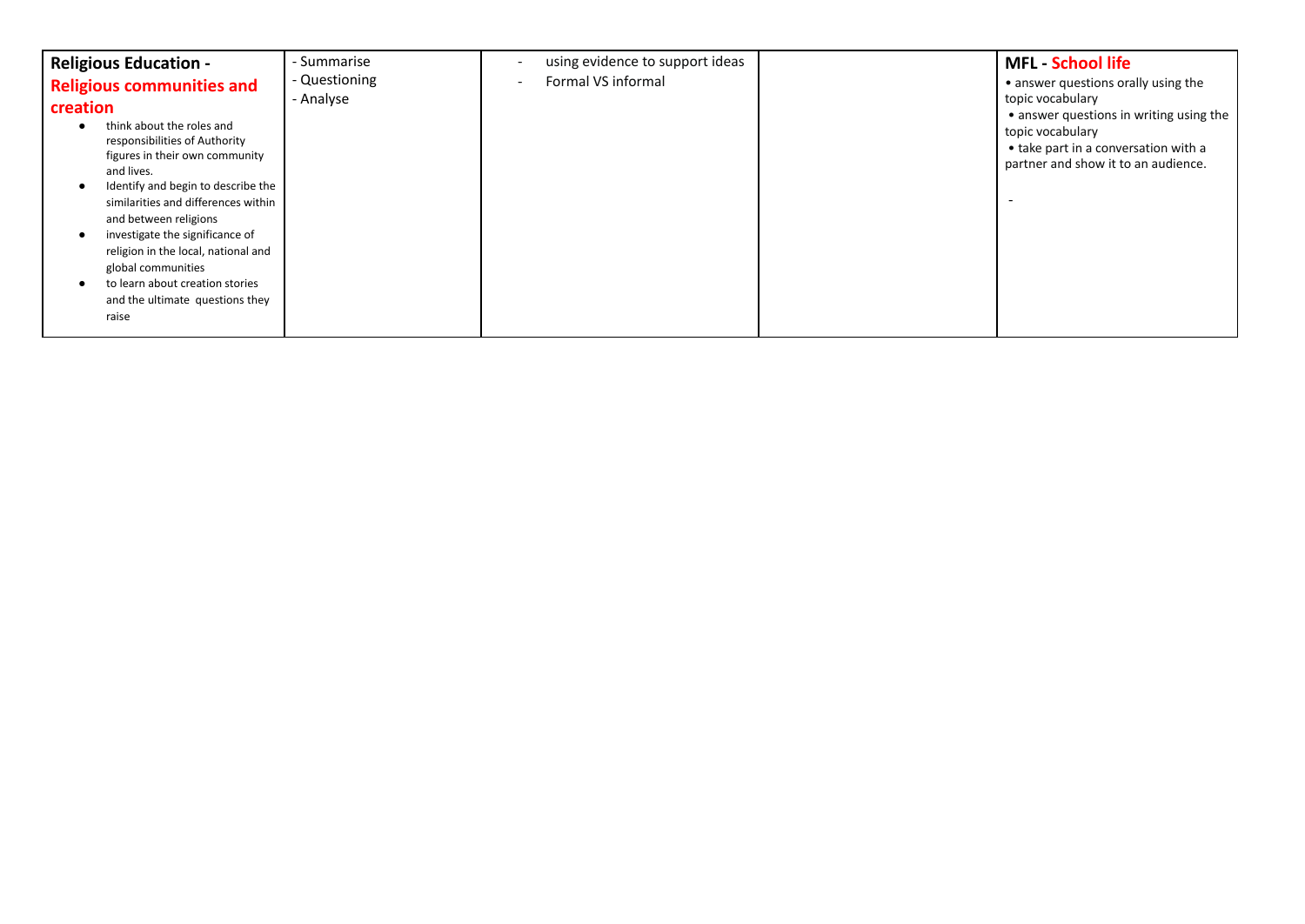| | | | | |
|---|---|---|---|---|
| **Religious Education - Religious communities and creation**<br>• think about the roles and responsibilities of Authority figures in their own community and lives.<br>• Identify and begin to describe the similarities and differences within and between religions<br>• investigate the significance of religion in the local, national and global communities<br>• to learn about creation stories and the ultimate questions they raise | - Summarise<br>- Questioning<br>- Analyse | - using evidence to support ideas<br>- Formal VS informal | | **MFL - School life**<br>• answer questions orally using the topic vocabulary<br>• answer questions in writing using the topic vocabulary<br>• take part in a conversation with a partner and show it to an audience.<br>- |